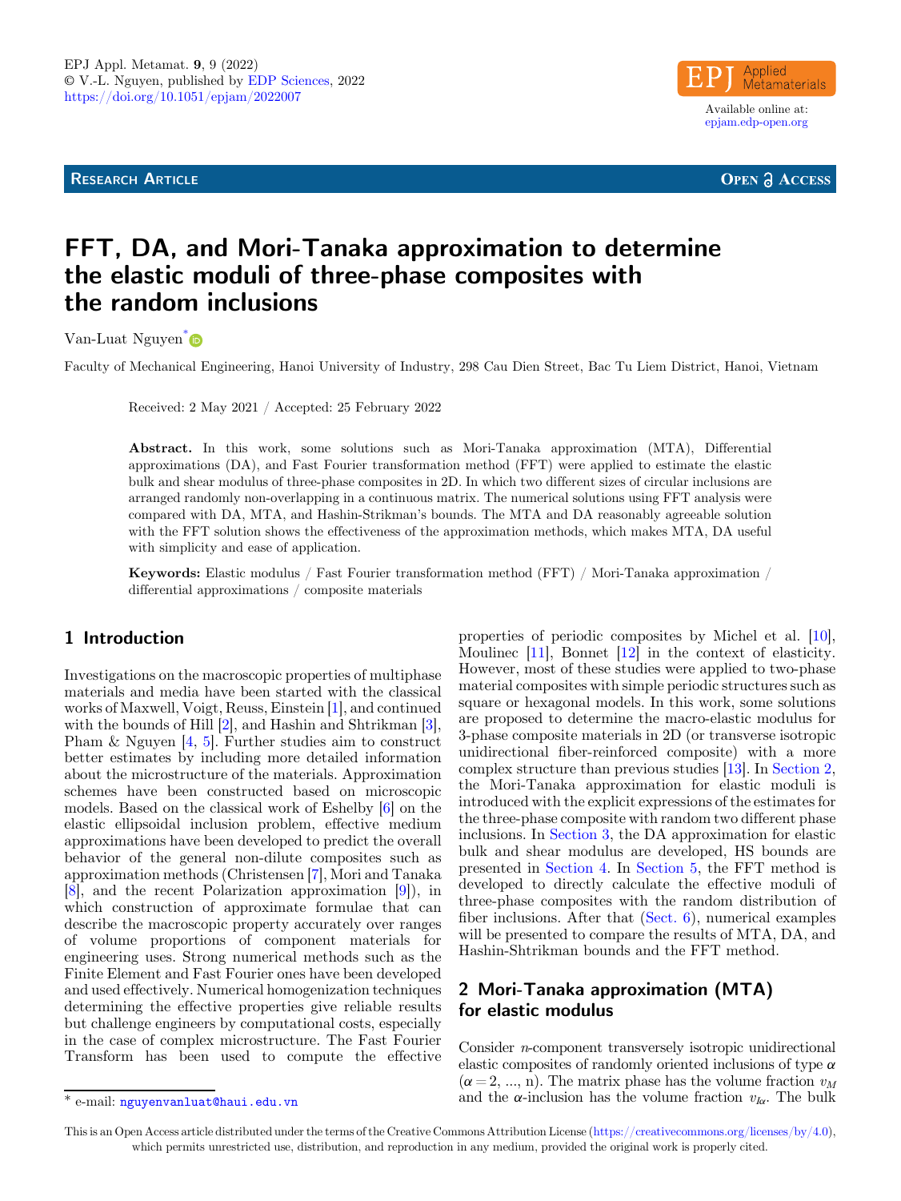# FFT, DA, and Mori-Tanaka approximation to determine the elastic moduli of three-phase composites with the random inclusions

Van-Luat Nguyen*

Faculty of Mechanical Engineering, Hanoi University of Industry, 298 Cau Dien Street, Bac Tu Liem District, Hanoi, Vietnam

Received: 2 May 2021 / Accepted: 25 February 2022

**Abstract.** In this work, some solutions such as Mori-Tanaka approximation (MTA), Differential approximations (DA), and Fast Fourier transformation method (FFT) were applied to estimate the elastic bulk and shear modulus of three-phase composites in 2D. In which two different sizes of circular inclusions are arranged randomly non-overlapping in a continuous matrix. The numerical solutions using FFT analysis were compared with DA, MTA, and Hashin-Strikman's bounds. The MTA and DA reasonably agreeable solution with the FFT solution shows the effectiveness of the approximation methods, which makes MTA, DA useful with simplicity and ease of application.

**Keywords:** Elastic modulus / Fast Fourier transformation method (FFT) / Mori-Tanaka approximation / differential approximations / composite materials

## 1 Introduction

Investigations on the macroscopic properties of multiphase materials and media have been started with the classical works of Maxwell, Voigt, Reuss, Einstein [1], and continued with the bounds of Hill [2], and Hashin and Shtrikman [3], Pham & Nguyen [4, 5]. Further studies aim to construct better estimates by including more detailed information about the microstructure of the materials. Approximation schemes have been constructed based on microscopic models. Based on the classical work of Eshelby [6] on the elastic ellipsoidal inclusion problem, effective medium approximations have been developed to predict the overall behavior of the general non-dilute composites such as approximation methods (Christensen [7], Mori and Tanaka [8], and the recent Polarization approximation [9]), in which construction of approximate formulae that can describe the macroscopic property accurately over ranges of volume proportions of component materials for engineering uses. Strong numerical methods such as the Finite Element and Fast Fourier ones have been developed and used effectively. Numerical homogenization techniques determining the effective properties give reliable results but challenge engineers by computational costs, especially in the case of complex microstructure. The Fast Fourier Transform has been used to compute the effective properties of periodic composites by Michel et al. [10], Moulinec [11], Bonnet [12] in the context of elasticity. However, most of these studies were applied to two-phase material composites with simple periodic structures such as square or hexagonal models. In this work, some solutions are proposed to determine the macro-elastic modulus for 3-phase composite materials in 2D (or transverse isotropic unidirectional fiber-reinforced composite) with a more complex structure than previous studies [13]. In Section 2, the Mori-Tanaka approximation for elastic moduli is introduced with the explicit expressions of the estimates for the three-phase composite with random two different phase inclusions. In Section 3, the DA approximation for elastic bulk and shear modulus are developed, HS bounds are presented in Section 4. In Section 5, the FFT method is developed to directly calculate the effective moduli of three-phase composites with the random distribution of fiber inclusions. After that (Sect. 6), numerical examples will be presented to compare the results of MTA, DA, and Hashin-Shtrikman bounds and the FFT method.

## 2 Mori-Tanaka approximation (MTA) for elastic modulus

Consider $n$-component transversely isotropic unidirectional elastic composites of randomly oriented inclusions of type $\alpha$ ($\alpha = 2, ..., n$). The matrix phase has the volume fraction $v_M$ and the $\alpha$-inclusion has the volume fraction $v_{I\alpha}$. The bulk

* e-mail: nguyenvanluat@haui.edu.vn

This is an Open Access article distributed under the terms of the Creative Commons Attribution License (https://creativecommons.org/licenses/by/4.0), which permits unrestricted use, distribution, and reproduction in any medium, provided the original work is properly cited.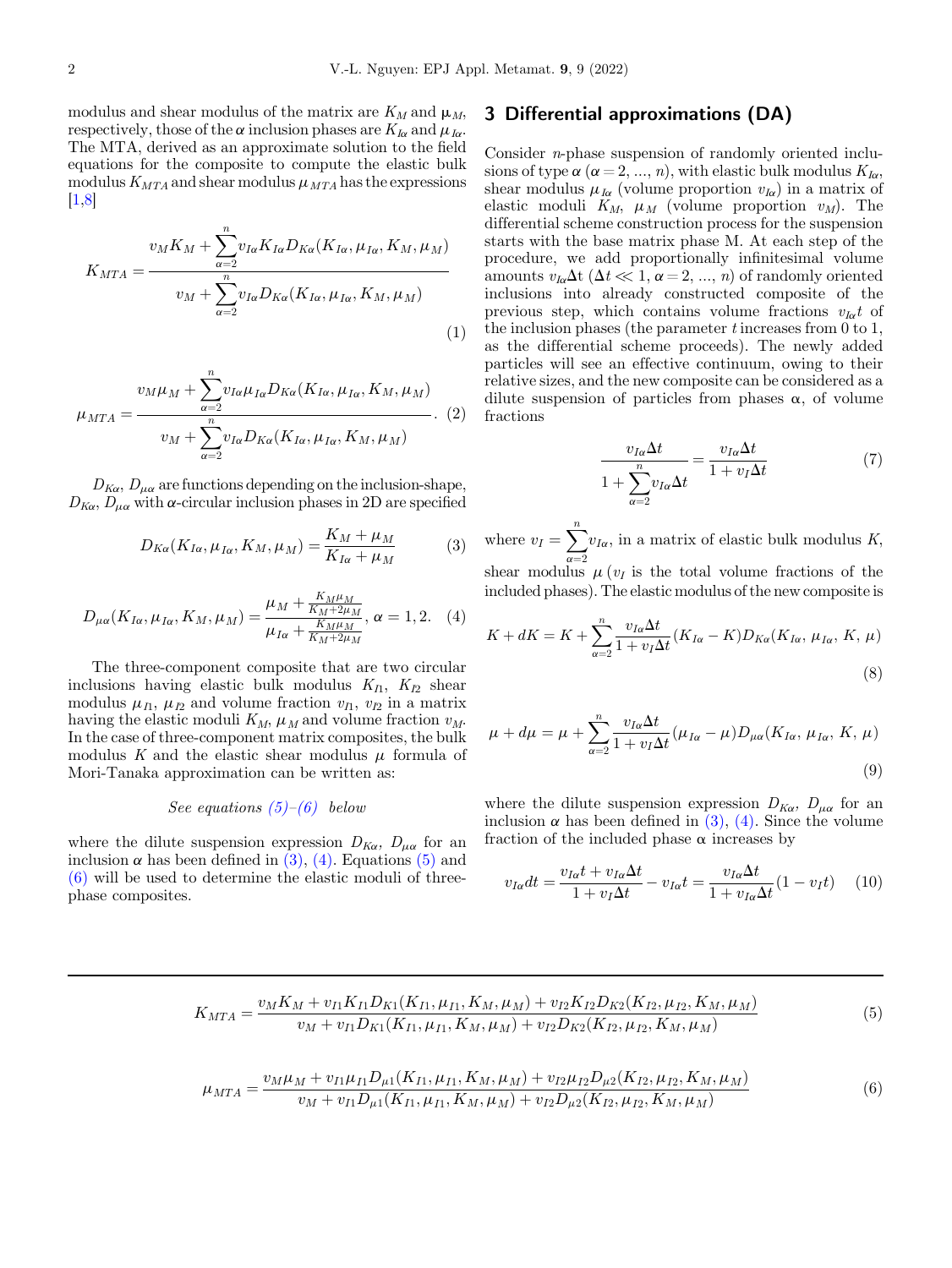modulus and shear modulus of the matrix are $K_M$ and $\mu_M$, respectively, those of the $\alpha$ inclusion phases are $K_{I\alpha}$ and $\mu_{I\alpha}$. The MTA, derived as an approximate solution to the field equations for the composite to compute the elastic bulk modulus $K_{MTA}$ and shear modulus $\mu_{MTA}$ has the expressions [1,8]

$$K_{MTA} = \frac{v_M K_M + \sum_{\alpha=2}^{n} v_{I\alpha} K_{I\alpha} D_{K\alpha}(K_{I\alpha}, \mu_{I\alpha}, K_M, \mu_M)}{v_M + \sum_{\alpha=2}^{n} v_{I\alpha} D_{K\alpha}(K_{I\alpha}, \mu_{I\alpha}, K_M, \mu_M)} \tag{1}$$

$$\mu_{MTA} = \frac{v_M \mu_M + \sum_{\alpha=2}^{n} v_{I\alpha} \mu_{I\alpha} D_{K\alpha}(K_{I\alpha}, \mu_{I\alpha}, K_M, \mu_M)}{v_M + \sum_{\alpha=2}^{n} v_{I\alpha} D_{K\alpha}(K_{I\alpha}, \mu_{I\alpha}, K_M, \mu_M)}. \tag{2}$$

$D_{K\alpha}$, $D_{\mu\alpha}$ are functions depending on the inclusion-shape, $D_{K\alpha}$, $D_{\mu\alpha}$ with $\alpha$-circular inclusion phases in 2D are specified

$$D_{K\alpha}(K_{I\alpha}, \mu_{I\alpha}, K_M, \mu_M) = \frac{K_M + \mu_M}{K_{I\alpha} + \mu_M} \tag{3}$$

$$D_{\mu\alpha}(K_{I\alpha}, \mu_{I\alpha}, K_M, \mu_M) = \frac{\mu_M + \frac{K_M \mu_M}{K_M + 2\mu_M}}{\mu_{I\alpha} + \frac{K_M \mu_M}{K_M + 2\mu_M}}, \; \alpha = 1, 2. \tag{4}$$

The three-component composite that are two circular inclusions having elastic bulk modulus $K_{I1}$, $K_{I2}$ shear modulus $\mu_{I1}$, $\mu_{I2}$ and volume fraction $v_{I1}$, $v_{I2}$ in a matrix having the elastic moduli $K_M$, $\mu_M$ and volume fraction $v_M$. In the case of three-component matrix composites, the bulk modulus $K$ and the elastic shear modulus $\mu$ formula of Mori-Tanaka approximation can be written as:

*See equations (5)–(6) below*

where the dilute suspension expression $D_{K\alpha}$, $D_{\mu\alpha}$ for an inclusion $\alpha$ has been defined in (3), (4). Equations (5) and (6) will be used to determine the elastic moduli of three-phase composites.

$$K_{MTA} = \frac{v_M K_M + v_{I1} K_{I1} D_{K1}(K_{I1}, \mu_{I1}, K_M, \mu_M) + v_{I2} K_{I2} D_{K2}(K_{I2}, \mu_{I2}, K_M, \mu_M)}{v_M + v_{I1} D_{K1}(K_{I1}, \mu_{I1}, K_M, \mu_M) + v_{I2} D_{K2}(K_{I2}, \mu_{I2}, K_M, \mu_M)} \tag{5}$$

$$\mu_{MTA} = \frac{v_M \mu_M + v_{I1} \mu_{I1} D_{\mu1}(K_{I1}, \mu_{I1}, K_M, \mu_M) + v_{I2} \mu_{I2} D_{\mu2}(K_{I2}, \mu_{I2}, K_M, \mu_M)}{v_M + v_{I1} D_{\mu1}(K_{I1}, \mu_{I1}, K_M, \mu_M) + v_{I2} D_{\mu2}(K_{I2}, \mu_{I2}, K_M, \mu_M)} \tag{6}$$

## 3 Differential approximations (DA)

Consider $n$-phase suspension of randomly oriented inclusions of type $\alpha$ ($\alpha = 2, ..., n$), with elastic bulk modulus $K_{I\alpha}$, shear modulus $\mu_{I\alpha}$ (volume proportion $v_{I\alpha}$) in a matrix of elastic moduli $K_M$, $\mu_M$ (volume proportion $v_M$). The differential scheme construction process for the suspension starts with the base matrix phase M. At each step of the procedure, we add proportionally infinitesimal volume amounts $v_{I\alpha}\Delta t$ ($\Delta t \ll 1$, $\alpha = 2, ..., n$) of randomly oriented inclusions into already constructed composite of the previous step, which contains volume fractions $v_{I\alpha}t$ of the inclusion phases (the parameter $t$ increases from 0 to 1, as the differential scheme proceeds). The newly added particles will see an effective continuum, owing to their relative sizes, and the new composite can be considered as a dilute suspension of particles from phases $\alpha$, of volume fractions

$$\frac{v_{I\alpha}\Delta t}{1 + \sum_{\alpha=2}^{n} v_{I\alpha}\Delta t} = \frac{v_{I\alpha}\Delta t}{1 + v_I \Delta t} \tag{7}$$

where $v_I = \sum_{\alpha=2}^{n} v_{I\alpha}$, in a matrix of elastic bulk modulus $K$, shear modulus $\mu$ ($v_I$ is the total volume fractions of the included phases). The elastic modulus of the new composite is

$$K + dK = K + \sum_{\alpha=2}^{n} \frac{v_{I\alpha}\Delta t}{1 + v_I \Delta t}(K_{I\alpha} - K) D_{K\alpha}(K_{I\alpha}, \mu_{I\alpha}, K, \mu) \tag{8}$$

$$\mu + d\mu = \mu + \sum_{\alpha=2}^{n} \frac{v_{I\alpha}\Delta t}{1 + v_I \Delta t}(\mu_{I\alpha} - \mu) D_{\mu\alpha}(K_{I\alpha}, \mu_{I\alpha}, K, \mu) \tag{9}$$

where the dilute suspension expression $D_{K\alpha}$, $D_{\mu\alpha}$ for an inclusion $\alpha$ has been defined in (3), (4). Since the volume fraction of the included phase $\alpha$ increases by

$$v_{I\alpha} dt = \frac{v_{I\alpha} t + v_{I\alpha}\Delta t}{1 + v_I \Delta t} - v_{I\alpha} t = \frac{v_{I\alpha}\Delta t}{1 + v_{I\alpha}\Delta t}(1 - v_I t) \tag{10}$$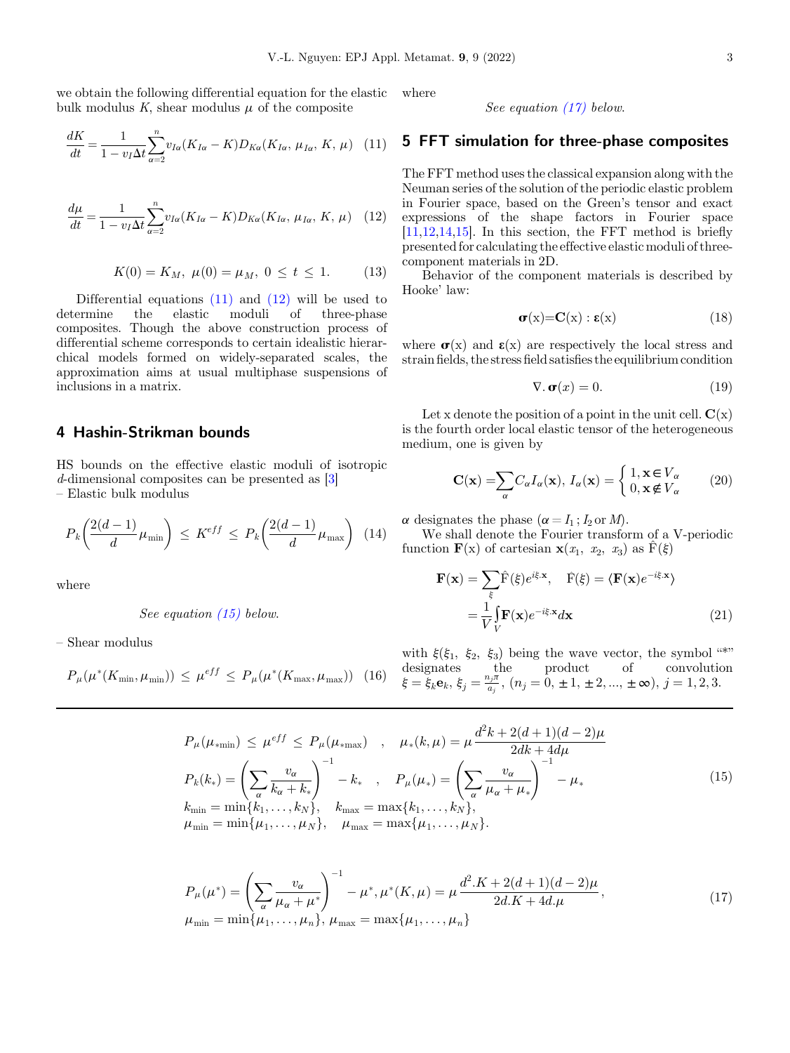we obtain the following differential equation for the elastic bulk modulus $K$, shear modulus $\mu$ of the composite

$$\frac{dK}{dt} = \frac{1}{1 - v_I \Delta t} \sum_{\alpha=2}^{n} v_{I\alpha}(K_{I\alpha} - K) D_{K\alpha}(K_{I\alpha},\ \mu_{I\alpha},\ K,\ \mu) \quad (11)$$

$$\frac{d\mu}{dt} = \frac{1}{1 - v_I \Delta t} \sum_{\alpha=2}^{n} v_{I\alpha}(K_{I\alpha} - K) D_{K\alpha}(K_{I\alpha},\ \mu_{I\alpha},\ K,\ \mu) \quad (12)$$

$$K(0) = K_M,\ \mu(0) = \mu_M,\ 0 \le t \le 1. \quad (13)$$

Differential equations (11) and (12) will be used to determine the elastic moduli of three-phase composites. Though the above construction process of differential scheme corresponds to certain idealistic hierarchical models formed on widely-separated scales, the approximation aims at usual multiphase suspensions of inclusions in a matrix.

## 4 Hashin-Strikman bounds

HS bounds on the effective elastic moduli of isotropic $d$-dimensional composites can be presented as [3]

– Elastic bulk modulus

$$P_k\left(\frac{2(d-1)}{d}\mu_{\min}\right) \le K^{eff} \le P_k\left(\frac{2(d-1)}{d}\mu_{\max}\right) \quad (14)$$

where

*See equation (15) below.*

– Shear modulus

$$P_\mu(\mu^*(K_{\min}, \mu_{\min})) \le \mu^{eff} \le P_\mu(\mu^*(K_{\max}, \mu_{\max})) \quad (16)$$

where

*See equation (17) below.*

$$\begin{aligned}
&P_\mu(\mu_{*\min}) \le \mu^{eff} \le P_\mu(\mu_{*\max}) \quad , \quad \mu_*(k,\mu) = \mu \frac{d^2 k + 2(d+1)(d-2)\mu}{2dk + 4d\mu} \\
&P_k(k_*) = \left(\sum_\alpha \frac{v_\alpha}{k_\alpha + k_*}\right)^{-1} - k_* \quad , \quad P_\mu(\mu_*) = \left(\sum_\alpha \frac{v_\alpha}{\mu_\alpha + \mu_*}\right)^{-1} - \mu_* \\
&k_{\min} = \min\{k_1, \ldots, k_N\}, \quad k_{\max} = \max\{k_1, \ldots, k_N\}, \\
&\mu_{\min} = \min\{\mu_1, \ldots, \mu_N\}, \quad \mu_{\max} = \max\{\mu_1, \ldots, \mu_N\}.
\end{aligned} \quad (15)$$

$$\begin{aligned}
&P_\mu(\mu^*) = \left(\sum_\alpha \frac{v_\alpha}{\mu_\alpha + \mu^*}\right)^{-1} - \mu^*, \mu^*(K,\mu) = \mu \frac{d^2.K + 2(d+1)(d-2)\mu}{2d.K + 4d.\mu}, \\
&\mu_{\min} = \min\{\mu_1, \ldots, \mu_n\}, \ \mu_{\max} = \max\{\mu_1, \ldots, \mu_n\}
\end{aligned} \quad (17)$$

## 5 FFT simulation for three-phase composites

The FFT method uses the classical expansion along with the Neuman series of the solution of the periodic elastic problem in Fourier space, based on the Green's tensor and exact expressions of the shape factors in Fourier space [11,12,14,15]. In this section, the FFT method is briefly presented for calculating the effective elastic moduli of three-component materials in 2D.

Behavior of the component materials is described by Hooke' law:

$$\boldsymbol{\sigma}(\mathrm{x}) = \mathbf{C}(\mathrm{x}) : \boldsymbol{\varepsilon}(\mathrm{x}) \quad (18)$$

where $\boldsymbol{\sigma}(\mathrm{x})$ and $\boldsymbol{\varepsilon}(\mathrm{x})$ are respectively the local stress and strain fields, the stress field satisfies the equilibrium condition

$$\nabla.\boldsymbol{\sigma}(x) = 0. \quad (19)$$

Let x denote the position of a point in the unit cell. $\mathbf{C}(\mathrm{x})$ is the fourth order local elastic tensor of the heterogeneous medium, one is given by

$$\mathbf{C}(\mathbf{x}) = \sum_\alpha C_\alpha I_\alpha(\mathbf{x}),\ I_\alpha(\mathbf{x}) = \begin{cases} 1, \mathbf{x} \in V_\alpha \\ 0, \mathbf{x} \notin V_\alpha \end{cases} \quad (20)$$

$\alpha$ designates the phase ($\alpha = I_1$; $I_2$ or $M$).

We shall denote the Fourier transform of a V-periodic function $\mathbf{F}(\mathrm{x})$ of cartesian $\mathbf{x}(x_1,\ x_2,\ x_3)$ as $\hat{\mathrm{F}}(\xi)$

$$\begin{aligned}
\mathbf{F}(\mathbf{x}) &= \sum_\xi \hat{\mathrm{F}}(\xi) e^{i\xi.\mathbf{x}}, \quad \hat{\mathrm{F}}(\xi) = \langle \mathbf{F}(\mathbf{x}) e^{-i\xi.\mathbf{x}} \rangle \\
&= \frac{1}{V} \int_V \mathbf{F}(\mathbf{x}) e^{-i\xi.\mathbf{x}} d\mathbf{x}
\end{aligned} \quad (21)$$

with $\xi(\xi_1,\ \xi_2,\ \xi_3)$ being the wave vector, the symbol "*" designates the product of convolution $\xi = \xi_k \mathbf{e}_k$, $\xi_j = \frac{n_j \pi}{a_j}$, $(n_j = 0, \pm 1, \pm 2, \ldots, \pm \infty)$, $j = 1, 2, 3$.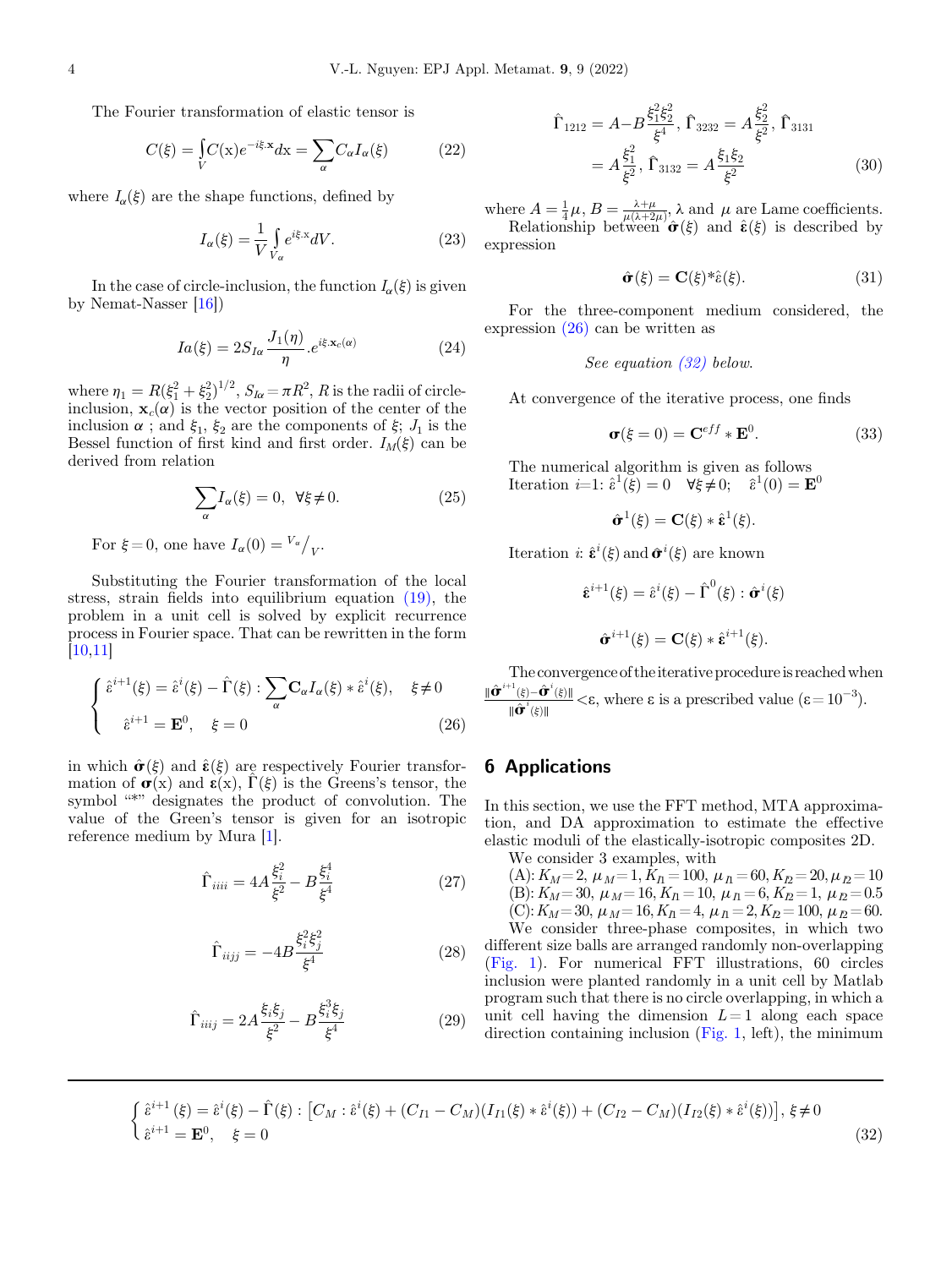The Fourier transformation of elastic tensor is

$$C(\xi) = \int_V C(\mathrm{x}) e^{-i\xi.\mathbf{x}} d\mathrm{x} = \sum_\alpha C_\alpha I_\alpha(\xi) \tag{22}$$

where $I_\alpha(\xi)$ are the shape functions, defined by

$$I_\alpha(\xi) = \frac{1}{V} \int_{V_\alpha} e^{i\xi.x} dV. \tag{23}$$

In the case of circle-inclusion, the function $I_\alpha(\xi)$ is given by Nemat-Nasser [16])

$$Ia(\xi) = 2S_{I\alpha} \frac{J_1(\eta)}{\eta} . e^{i\xi.\mathbf{x}_c(\alpha)} \tag{24}$$

where $\eta_1 = R(\xi_1^2 + \xi_2^2)^{1/2}$, $S_{I\alpha} = \pi R^2$, $R$ is the radii of circle-inclusion, $\mathbf{x}_c(\alpha)$ is the vector position of the center of the inclusion $\alpha$ ; and $\xi_1$, $\xi_2$ are the components of $\xi$; $J_1$ is the Bessel function of first kind and first order. $I_M(\xi)$ can be derived from relation

$$\sum_\alpha I_\alpha(\xi) = 0, \quad \forall \xi \neq 0. \tag{25}$$

For $\xi = 0$, one have $I_\alpha(0) = {}^{V_\alpha}\!/_V$.

Substituting the Fourier transformation of the local stress, strain fields into equilibrium equation (19), the problem in a unit cell is solved by explicit recurrence process in Fourier space. That can be rewritten in the form [10,11]

$$\begin{cases} \hat{\varepsilon}^{i+1}(\xi) = \hat{\varepsilon}^{i}(\xi) - \hat{\Gamma}(\xi) : \sum_\alpha \mathbf{C}_\alpha I_\alpha(\xi) * \hat{\varepsilon}^{i}(\xi), & \xi \neq 0 \\ \hat{\varepsilon}^{i+1} = \mathbf{E}^0, & \xi = 0 \end{cases} \tag{26}$$

in which $\hat{\boldsymbol{\sigma}}(\xi)$ and $\hat{\boldsymbol{\varepsilon}}(\xi)$ are respectively Fourier transformation of $\boldsymbol{\sigma}(\mathrm{x})$ and $\boldsymbol{\varepsilon}(\mathrm{x})$, $\hat{\Gamma}(\xi)$ is the Greens's tensor, the symbol "*" designates the product of convolution. The value of the Green's tensor is given for an isotropic reference medium by Mura [1].

$$\hat{\Gamma}_{iiii} = 4A\frac{\xi_i^2}{\xi^2} - B\frac{\xi_i^4}{\xi^4} \tag{27}$$

$$\hat{\Gamma}_{iijj} = -4B\frac{\xi_i^2\xi_j^2}{\xi^4} \tag{28}$$

$$\hat{\Gamma}_{iiij} = 2A\frac{\xi_i\xi_j}{\xi^2} - B\frac{\xi_i^3\xi_j}{\xi^4} \tag{29}$$

$$\hat{\Gamma}_{1212} = A - B\frac{\xi_1^2\xi_2^2}{\xi^4},\ \hat{\Gamma}_{3232} = A\frac{\xi_2^2}{\xi^2},\ \hat{\Gamma}_{3131} = A\frac{\xi_1^2}{\xi^2},\ \hat{\Gamma}_{3132} = A\frac{\xi_1\xi_2}{\xi^2} \tag{30}$$

where $A = \frac{1}{4}\mu$, $B = \frac{\lambda+\mu}{\mu(\lambda+2\mu)}$, $\lambda$ and $\mu$ are Lame coefficients.

Relationship between $\hat{\boldsymbol{\sigma}}(\xi)$ and $\hat{\boldsymbol{\varepsilon}}(\xi)$ is described by expression

$$\hat{\boldsymbol{\sigma}}(\xi) = \mathbf{C}(\xi) * \hat{\varepsilon}(\xi). \tag{31}$$

For the three-component medium considered, the expression (26) can be written as

$$\begin{cases} \hat{\varepsilon}^{i+1}(\xi) = \hat{\varepsilon}^{i}(\xi) - \hat{\Gamma}(\xi) : \left[C_M : \hat{\varepsilon}^{i}(\xi) + (C_{I1} - C_M)(I_{I1}(\xi) * \hat{\varepsilon}^{i}(\xi)) + (C_{I2} - C_M)(I_{I2}(\xi) * \hat{\varepsilon}^{i}(\xi))\right], & \xi \neq 0 \\ \hat{\varepsilon}^{i+1} = \mathbf{E}^0, & \xi = 0 \end{cases} \tag{32}$$

At convergence of the iterative process, one finds

$$\boldsymbol{\sigma}(\xi = 0) = \mathbf{C}^{eff} * \mathbf{E}^0. \tag{33}$$

The numerical algorithm is given as follows

Iteration $i$=1: $\hat{\varepsilon}^1(\xi) = 0 \quad \forall \xi \neq 0; \quad \hat{\varepsilon}^1(0) = \mathbf{E}^0$

$$\hat{\boldsymbol{\sigma}}^1(\xi) = \mathbf{C}(\xi) * \hat{\boldsymbol{\varepsilon}}^1(\xi).$$

Iteration $i$: $\hat{\boldsymbol{\varepsilon}}^i(\xi)$ and $\hat{\boldsymbol{\sigma}}^i(\xi)$ are known

$$\hat{\boldsymbol{\varepsilon}}^{i+1}(\xi) = \hat{\varepsilon}^i(\xi) - \hat{\Gamma}^0(\xi) : \hat{\boldsymbol{\sigma}}^i(\xi)$$

$$\hat{\boldsymbol{\sigma}}^{i+1}(\xi) = \mathbf{C}(\xi) * \hat{\boldsymbol{\varepsilon}}^{i+1}(\xi).$$

The convergence of the iterative procedure is reached when $\frac{\|\hat{\boldsymbol{\sigma}}^{i+1}(\xi) - \hat{\boldsymbol{\sigma}}^{i}(\xi)\|}{\|\hat{\boldsymbol{\sigma}}^{i}(\xi)\|} < \varepsilon$, where $\varepsilon$ is a prescribed value ($\varepsilon = 10^{-3}$).

## 6 Applications

In this section, we use the FFT method, MTA approximation, and DA approximation to estimate the effective elastic moduli of the elastically-isotropic composites 2D.

We consider 3 examples, with

(A): $K_M = 2$, $\mu_M = 1$, $K_{I1} = 100$, $\mu_{I1} = 60$, $K_{I2} = 20$, $\mu_{I2} = 10$

(B): $K_M = 30$, $\mu_M = 16$, $K_{I1} = 10$, $\mu_{I1} = 6$, $K_{I2} = 1$, $\mu_{I2} = 0.5$

(C): $K_M = 30$, $\mu_M = 16$, $K_{I1} = 4$, $\mu_{I1} = 2$, $K_{I2} = 100$, $\mu_{I2} = 60$.

We consider three-phase composites, in which two different size balls are arranged randomly non-overlapping (Fig. 1). For numerical FFT illustrations, 60 circles inclusion were planted randomly in a unit cell by Matlab program such that there is no circle overlapping, in which a unit cell having the dimension $L = 1$ along each space direction containing inclusion (Fig. 1, left), the minimum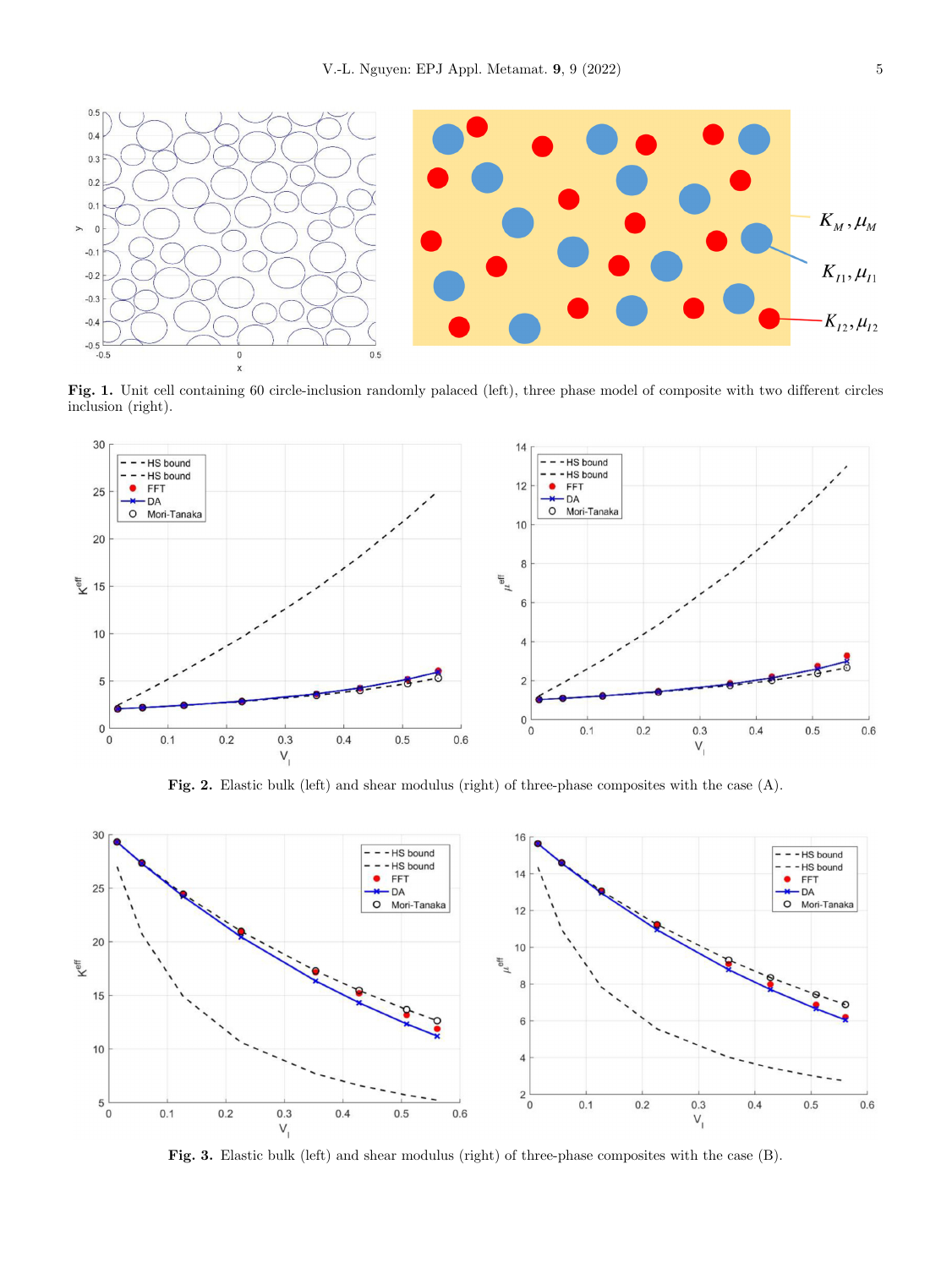**Fig. 1.** Unit cell containing 60 circle-inclusion randomly palaced (left), three phase model of composite with two different circles inclusion (right).

**Fig. 2.** Elastic bulk (left) and shear modulus (right) of three-phase composites with the case (A).

**Fig. 3.** Elastic bulk (left) and shear modulus (right) of three-phase composites with the case (B).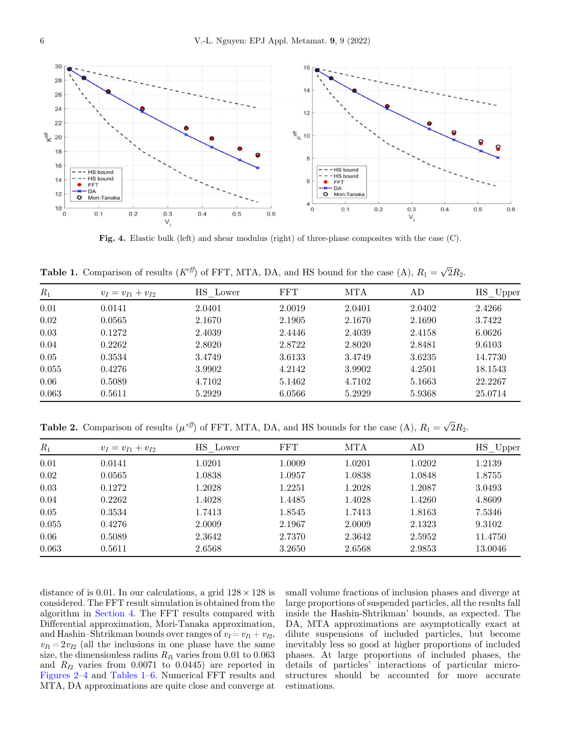Fig. 4. Elastic bulk (left) and shear modulus (right) of three-phase composites with the case (C).

**Table 1.** Comparison of results ($K^{eff}$) of FFT, MTA, DA, and HS bound for the case (A), $R_1 = \sqrt{2}R_2$.

| $R_1$ | $v_I = v_{I1} + v_{I2}$ | HS_Lower | FFT | MTA | AD | HS_Upper |
|---|---|---|---|---|---|---|
| 0.01 | 0.0141 | 2.0401 | 2.0019 | 2.0401 | 2.0402 | 2.4266 |
| 0.02 | 0.0565 | 2.1670 | 2.1905 | 2.1670 | 2.1690 | 3.7422 |
| 0.03 | 0.1272 | 2.4039 | 2.4446 | 2.4039 | 2.4158 | 6.0626 |
| 0.04 | 0.2262 | 2.8020 | 2.8722 | 2.8020 | 2.8481 | 9.6103 |
| 0.05 | 0.3534 | 3.4749 | 3.6133 | 3.4749 | 3.6235 | 14.7730 |
| 0.055 | 0.4276 | 3.9902 | 4.2142 | 3.9902 | 4.2501 | 18.1543 |
| 0.06 | 0.5089 | 4.7102 | 5.1462 | 4.7102 | 5.1663 | 22.2267 |
| 0.063 | 0.5611 | 5.2929 | 6.0566 | 5.2929 | 5.9368 | 25.0714 |

**Table 2.** Comparison of results ($\mu^{eff}$) of FFT, MTA, DA, and HS bounds for the case (A), $R_1 = \sqrt{2}R_2$.

| $R_1$ | $v_I = v_{I1} + v_{I2}$ | HS_Lower | FFT | MTA | AD | HS_Upper |
|---|---|---|---|---|---|---|
| 0.01 | 0.0141 | 1.0201 | 1.0009 | 1.0201 | 1.0202 | 1.2139 |
| 0.02 | 0.0565 | 1.0838 | 1.0957 | 1.0838 | 1.0848 | 1.8755 |
| 0.03 | 0.1272 | 1.2028 | 1.2251 | 1.2028 | 1.2087 | 3.0493 |
| 0.04 | 0.2262 | 1.4028 | 1.4485 | 1.4028 | 1.4260 | 4.8609 |
| 0.05 | 0.3534 | 1.7413 | 1.8545 | 1.7413 | 1.8163 | 7.5346 |
| 0.055 | 0.4276 | 2.0009 | 2.1967 | 2.0009 | 2.1323 | 9.3102 |
| 0.06 | 0.5089 | 2.3642 | 2.7370 | 2.3642 | 2.5952 | 11.4750 |
| 0.063 | 0.5611 | 2.6568 | 3.2650 | 2.6568 | 2.9853 | 13.0046 |

distance of is 0.01. In our calculations, a grid $128 \times 128$ is considered. The FFT result simulation is obtained from the algorithm in Section 4. The FFT results compared with Differential approximation, Mori-Tanaka approximation, and Hashin–Shtrikman bounds over ranges of $v_I = v_{I1} + v_{I2}$, $v_{I1} = 2v_{I2}$ (all the inclusions in one phase have the same size, the dimensionless radius $R_{I1}$ varies from 0.01 to 0.063 and $R_{I2}$ varies from 0.0071 to 0.0445) are reported in Figures 2–4 and Tables 1–6. Numerical FFT results and MTA, DA approximations are quite close and converge at small volume fractions of inclusion phases and diverge at large proportions of suspended particles, all the results fall inside the Hashin-Shtrikman' bounds, as expected. The DA, MTA approximations are asymptotically exact at dilute suspensions of included particles, but become inevitably less so good at higher proportions of included phases. At large proportions of included phases, the details of particles' interactions of particular microstructures should be accounted for more accurate estimations.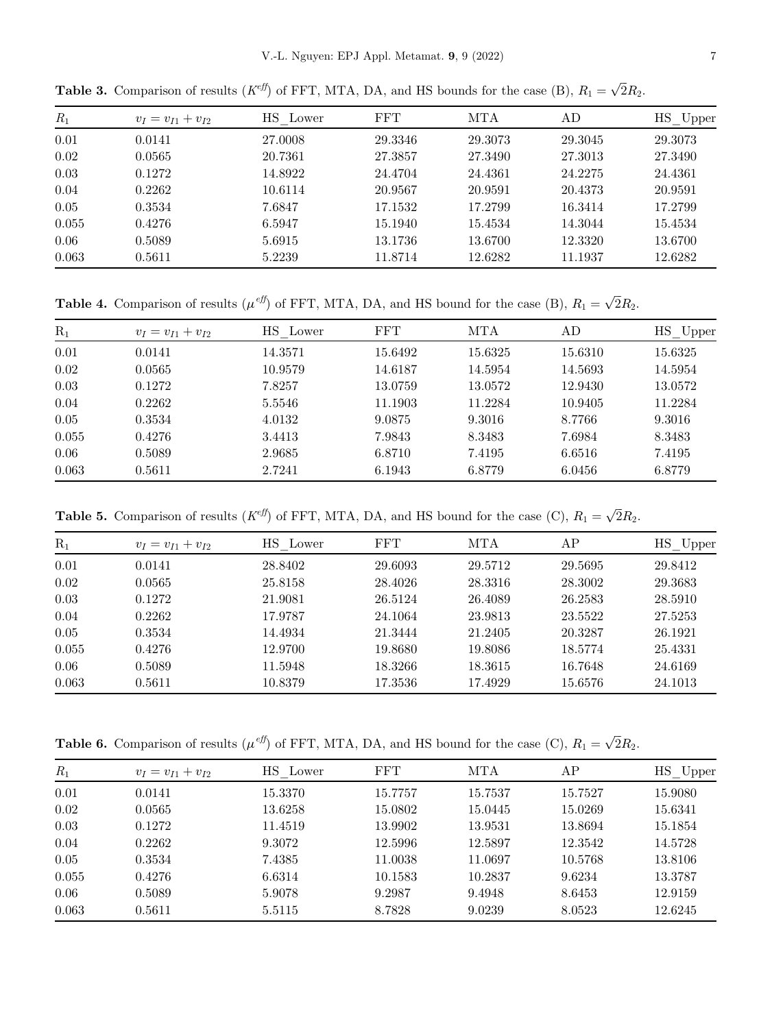**Table 3.** Comparison of results ($K^{eff}$) of FFT, MTA, DA, and HS bounds for the case (B), $R_1 = \sqrt{2}R_2$.

| $R_1$ | $v_I = v_{I1} + v_{I2}$ | HS_Lower | FFT | MTA | AD | HS_Upper |
|---|---|---|---|---|---|---|
| 0.01 | 0.0141 | 27.0008 | 29.3346 | 29.3073 | 29.3045 | 29.3073 |
| 0.02 | 0.0565 | 20.7361 | 27.3857 | 27.3490 | 27.3013 | 27.3490 |
| 0.03 | 0.1272 | 14.8922 | 24.4704 | 24.4361 | 24.2275 | 24.4361 |
| 0.04 | 0.2262 | 10.6114 | 20.9567 | 20.9591 | 20.4373 | 20.9591 |
| 0.05 | 0.3534 | 7.6847 | 17.1532 | 17.2799 | 16.3414 | 17.2799 |
| 0.055 | 0.4276 | 6.5947 | 15.1940 | 15.4534 | 14.3044 | 15.4534 |
| 0.06 | 0.5089 | 5.6915 | 13.1736 | 13.6700 | 12.3320 | 13.6700 |
| 0.063 | 0.5611 | 5.2239 | 11.8714 | 12.6282 | 11.1937 | 12.6282 |

**Table 4.** Comparison of results ($\mu^{eff}$) of FFT, MTA, DA, and HS bound for the case (B), $R_1 = \sqrt{2}R_2$.

| $R_1$ | $v_I = v_{I1} + v_{I2}$ | HS_Lower | FFT | MTA | AD | HS_Upper |
|---|---|---|---|---|---|---|
| 0.01 | 0.0141 | 14.3571 | 15.6492 | 15.6325 | 15.6310 | 15.6325 |
| 0.02 | 0.0565 | 10.9579 | 14.6187 | 14.5954 | 14.5693 | 14.5954 |
| 0.03 | 0.1272 | 7.8257 | 13.0759 | 13.0572 | 12.9430 | 13.0572 |
| 0.04 | 0.2262 | 5.5546 | 11.1903 | 11.2284 | 10.9405 | 11.2284 |
| 0.05 | 0.3534 | 4.0132 | 9.0875 | 9.3016 | 8.7766 | 9.3016 |
| 0.055 | 0.4276 | 3.4413 | 7.9843 | 8.3483 | 7.6984 | 8.3483 |
| 0.06 | 0.5089 | 2.9685 | 6.8710 | 7.4195 | 6.6516 | 7.4195 |
| 0.063 | 0.5611 | 2.7241 | 6.1943 | 6.8779 | 6.0456 | 6.8779 |

**Table 5.** Comparison of results ($K^{eff}$) of FFT, MTA, DA, and HS bound for the case (C), $R_1 = \sqrt{2}R_2$.

| $R_1$ | $v_I = v_{I1} + v_{I2}$ | HS_Lower | FFT | MTA | AP | HS_Upper |
|---|---|---|---|---|---|---|
| 0.01 | 0.0141 | 28.8402 | 29.6093 | 29.5712 | 29.5695 | 29.8412 |
| 0.02 | 0.0565 | 25.8158 | 28.4026 | 28.3316 | 28.3002 | 29.3683 |
| 0.03 | 0.1272 | 21.9081 | 26.5124 | 26.4089 | 26.2583 | 28.5910 |
| 0.04 | 0.2262 | 17.9787 | 24.1064 | 23.9813 | 23.5522 | 27.5253 |
| 0.05 | 0.3534 | 14.4934 | 21.3444 | 21.2405 | 20.3287 | 26.1921 |
| 0.055 | 0.4276 | 12.9700 | 19.8680 | 19.8086 | 18.5774 | 25.4331 |
| 0.06 | 0.5089 | 11.5948 | 18.3266 | 18.3615 | 16.7648 | 24.6169 |
| 0.063 | 0.5611 | 10.8379 | 17.3536 | 17.4929 | 15.6576 | 24.1013 |

**Table 6.** Comparison of results ($\mu^{eff}$) of FFT, MTA, DA, and HS bound for the case (C), $R_1 = \sqrt{2}R_2$.

| $R_1$ | $v_I = v_{I1} + v_{I2}$ | HS_Lower | FFT | MTA | AP | HS_Upper |
|---|---|---|---|---|---|---|
| 0.01 | 0.0141 | 15.3370 | 15.7757 | 15.7537 | 15.7527 | 15.9080 |
| 0.02 | 0.0565 | 13.6258 | 15.0802 | 15.0445 | 15.0269 | 15.6341 |
| 0.03 | 0.1272 | 11.4519 | 13.9902 | 13.9531 | 13.8694 | 15.1854 |
| 0.04 | 0.2262 | 9.3072 | 12.5996 | 12.5897 | 12.3542 | 14.5728 |
| 0.05 | 0.3534 | 7.4385 | 11.0038 | 11.0697 | 10.5768 | 13.8106 |
| 0.055 | 0.4276 | 6.6314 | 10.1583 | 10.2837 | 9.6234 | 13.3787 |
| 0.06 | 0.5089 | 5.9078 | 9.2987 | 9.4948 | 8.6453 | 12.9159 |
| 0.063 | 0.5611 | 5.5115 | 8.7828 | 9.0239 | 8.0523 | 12.6245 |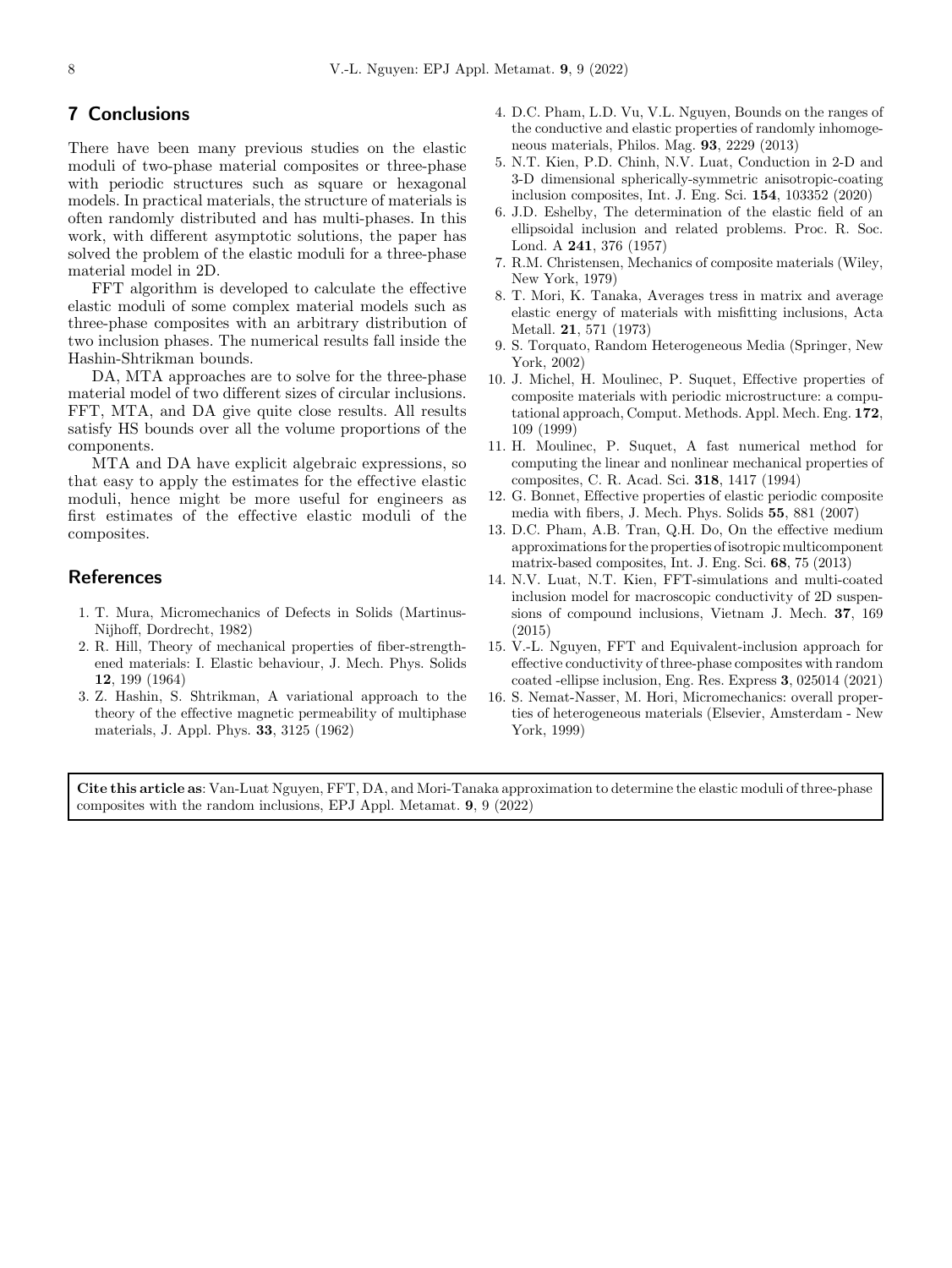## 7 Conclusions

There have been many previous studies on the elastic moduli of two-phase material composites or three-phase with periodic structures such as square or hexagonal models. In practical materials, the structure of materials is often randomly distributed and has multi-phases. In this work, with different asymptotic solutions, the paper has solved the problem of the elastic moduli for a three-phase material model in 2D.

FFT algorithm is developed to calculate the effective elastic moduli of some complex material models such as three-phase composites with an arbitrary distribution of two inclusion phases. The numerical results fall inside the Hashin-Shtrikman bounds.

DA, MTA approaches are to solve for the three-phase material model of two different sizes of circular inclusions. FFT, MTA, and DA give quite close results. All results satisfy HS bounds over all the volume proportions of the components.

MTA and DA have explicit algebraic expressions, so that easy to apply the estimates for the effective elastic moduli, hence might be more useful for engineers as first estimates of the effective elastic moduli of the composites.

## References

1. T. Mura, Micromechanics of Defects in Solids (Martinus-Nijhoff, Dordrecht, 1982)
2. R. Hill, Theory of mechanical properties of fiber-strengthened materials: I. Elastic behaviour, J. Mech. Phys. Solids **12**, 199 (1964)
3. Z. Hashin, S. Shtrikman, A variational approach to the theory of the effective magnetic permeability of multiphase materials, J. Appl. Phys. **33**, 3125 (1962)
4. D.C. Pham, L.D. Vu, V.L. Nguyen, Bounds on the ranges of the conductive and elastic properties of randomly inhomogeneous materials, Philos. Mag. **93**, 2229 (2013)
5. N.T. Kien, P.D. Chinh, N.V. Luat, Conduction in 2-D and 3-D dimensional spherically-symmetric anisotropic-coating inclusion composites, Int. J. Eng. Sci. **154**, 103352 (2020)
6. J.D. Eshelby, The determination of the elastic field of an ellipsoidal inclusion and related problems. Proc. R. Soc. Lond. A **241**, 376 (1957)
7. R.M. Christensen, Mechanics of composite materials (Wiley, New York, 1979)
8. T. Mori, K. Tanaka, Averages tress in matrix and average elastic energy of materials with misfitting inclusions, Acta Metall. **21**, 571 (1973)
9. S. Torquato, Random Heterogeneous Media (Springer, New York, 2002)
10. J. Michel, H. Moulinec, P. Suquet, Effective properties of composite materials with periodic microstructure: a computational approach, Comput. Methods. Appl. Mech. Eng. **172**, 109 (1999)
11. H. Moulinec, P. Suquet, A fast numerical method for computing the linear and nonlinear mechanical properties of composites, C. R. Acad. Sci. **318**, 1417 (1994)
12. G. Bonnet, Effective properties of elastic periodic composite media with fibers, J. Mech. Phys. Solids **55**, 881 (2007)
13. D.C. Pham, A.B. Tran, Q.H. Do, On the effective medium approximations for the properties of isotropic multicomponent matrix-based composites, Int. J. Eng. Sci. **68**, 75 (2013)
14. N.V. Luat, N.T. Kien, FFT-simulations and multi-coated inclusion model for macroscopic conductivity of 2D suspensions of compound inclusions, Vietnam J. Mech. **37**, 169 (2015)
15. V.-L. Nguyen, FFT and Equivalent-inclusion approach for effective conductivity of three-phase composites with random coated -ellipse inclusion, Eng. Res. Express **3**, 025014 (2021)
16. S. Nemat-Nasser, M. Hori, Micromechanics: overall properties of heterogeneous materials (Elsevier, Amsterdam - New York, 1999)

**Cite this article as**: Van-Luat Nguyen, FFT, DA, and Mori-Tanaka approximation to determine the elastic moduli of three-phase composites with the random inclusions, EPJ Appl. Metamat. **9**, 9 (2022)